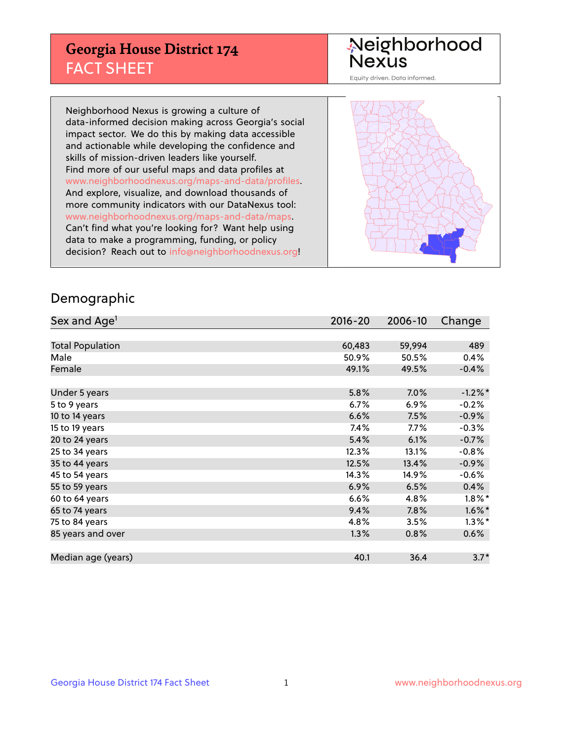# Georgia House District 174
## FACT SHEET

Neighborhood Nexus
Equity driven. Data informed.

Neighborhood Nexus is growing a culture of data-informed decision making across Georgia's social impact sector. We do this by making data accessible and actionable while developing the confidence and skills of mission-driven leaders like yourself. Find more of our useful maps and data profiles at www.neighborhoodnexus.org/maps-and-data/profiles. And explore, visualize, and download thousands of more community indicators with our DataNexus tool: www.neighborhoodnexus.org/maps-and-data/maps. Can't find what you're looking for? Want help using data to make a programming, funding, or policy decision? Reach out to info@neighborhoodnexus.org!

## Demographic

| Sex and Age[1] | 2016-20 | 2006-10 | Change |
|---|---|---|---|
| Total Population | 60,483 | 59,994 | 489 |
| Male | 50.9% | 50.5% | 0.4% |
| Female | 49.1% | 49.5% | -0.4% |
| | | | |
| Under 5 years | 5.8% | 7.0% | -1.2%* |
| 5 to 9 years | 6.7% | 6.9% | -0.2% |
| 10 to 14 years | 6.6% | 7.5% | -0.9% |
| 15 to 19 years | 7.4% | 7.7% | -0.3% |
| 20 to 24 years | 5.4% | 6.1% | -0.7% |
| 25 to 34 years | 12.3% | 13.1% | -0.8% |
| 35 to 44 years | 12.5% | 13.4% | -0.9% |
| 45 to 54 years | 14.3% | 14.9% | -0.6% |
| 55 to 59 years | 6.9% | 6.5% | 0.4% |
| 60 to 64 years | 6.6% | 4.8% | 1.8%* |
| 65 to 74 years | 9.4% | 7.8% | 1.6%* |
| 75 to 84 years | 4.8% | 3.5% | 1.3%* |
| 85 years and over | 1.3% | 0.8% | 0.6% |
| | | | |
| Median age (years) | 40.1 | 36.4 | 3.7* |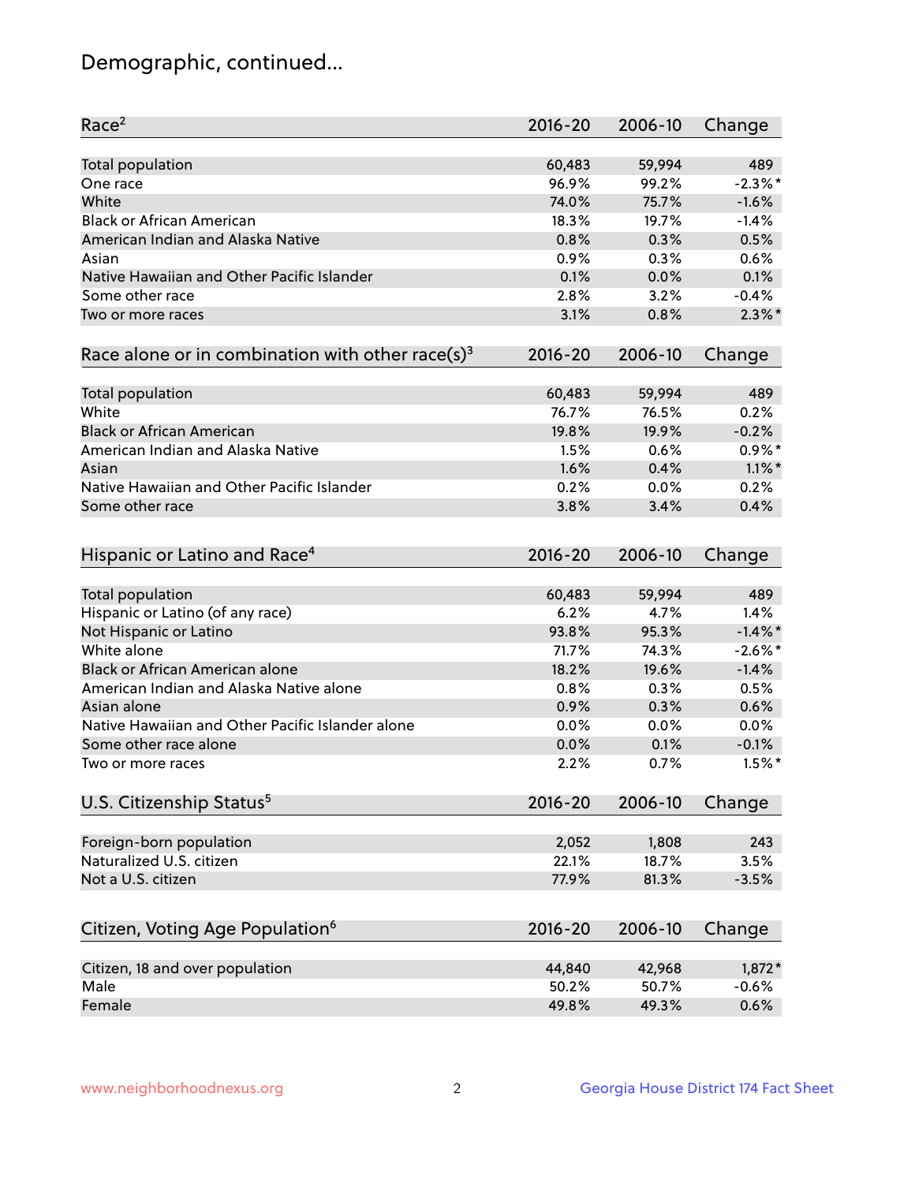# Demographic, continued...

| Race[2] | 2016-20 | 2006-10 | Change |
|---|---|---|---|
| Total population | 60,483 | 59,994 | 489 |
| One race | 96.9% | 99.2% | -2.3%* |
| White | 74.0% | 75.7% | -1.6% |
| Black or African American | 18.3% | 19.7% | -1.4% |
| American Indian and Alaska Native | 0.8% | 0.3% | 0.5% |
| Asian | 0.9% | 0.3% | 0.6% |
| Native Hawaiian and Other Pacific Islander | 0.1% | 0.0% | 0.1% |
| Some other race | 2.8% | 3.2% | -0.4% |
| Two or more races | 3.1% | 0.8% | 2.3%* |

| Race alone or in combination with other race(s)[3] | 2016-20 | 2006-10 | Change |
|---|---|---|---|
| Total population | 60,483 | 59,994 | 489 |
| White | 76.7% | 76.5% | 0.2% |
| Black or African American | 19.8% | 19.9% | -0.2% |
| American Indian and Alaska Native | 1.5% | 0.6% | 0.9%* |
| Asian | 1.6% | 0.4% | 1.1%* |
| Native Hawaiian and Other Pacific Islander | 0.2% | 0.0% | 0.2% |
| Some other race | 3.8% | 3.4% | 0.4% |

| Hispanic or Latino and Race[4] | 2016-20 | 2006-10 | Change |
|---|---|---|---|
| Total population | 60,483 | 59,994 | 489 |
| Hispanic or Latino (of any race) | 6.2% | 4.7% | 1.4% |
| Not Hispanic or Latino | 93.8% | 95.3% | -1.4%* |
| White alone | 71.7% | 74.3% | -2.6%* |
| Black or African American alone | 18.2% | 19.6% | -1.4% |
| American Indian and Alaska Native alone | 0.8% | 0.3% | 0.5% |
| Asian alone | 0.9% | 0.3% | 0.6% |
| Native Hawaiian and Other Pacific Islander alone | 0.0% | 0.0% | 0.0% |
| Some other race alone | 0.0% | 0.1% | -0.1% |
| Two or more races | 2.2% | 0.7% | 1.5%* |

| U.S. Citizenship Status[5] | 2016-20 | 2006-10 | Change |
|---|---|---|---|
| Foreign-born population | 2,052 | 1,808 | 243 |
| Naturalized U.S. citizen | 22.1% | 18.7% | 3.5% |
| Not a U.S. citizen | 77.9% | 81.3% | -3.5% |

| Citizen, Voting Age Population[6] | 2016-20 | 2006-10 | Change |
|---|---|---|---|
| Citizen, 18 and over population | 44,840 | 42,968 | 1,872* |
| Male | 50.2% | 50.7% | -0.6% |
| Female | 49.8% | 49.3% | 0.6% |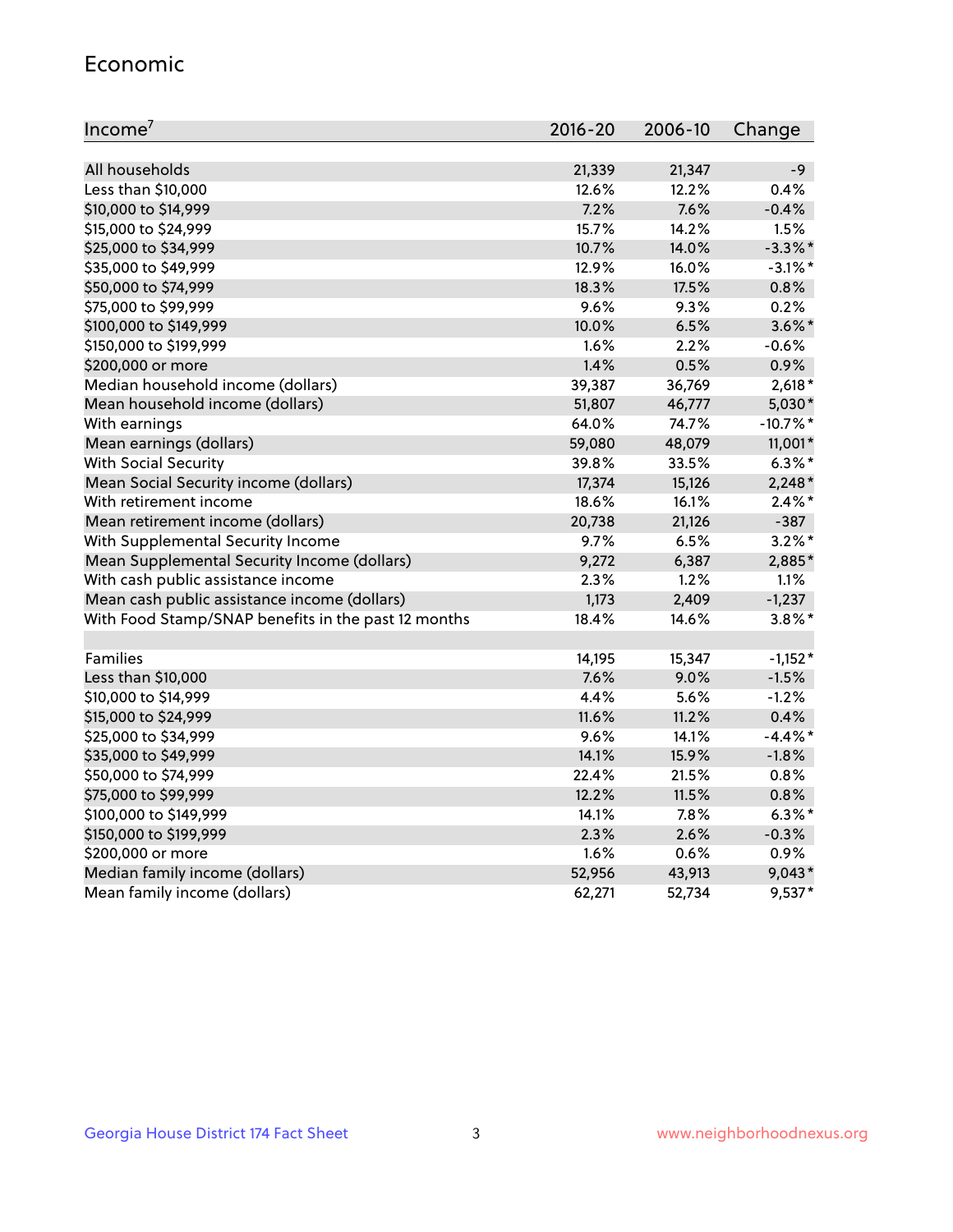## Economic

| Income[7] | 2016-20 | 2006-10 | Change |
|---|---|---|---|
| All households | 21,339 | 21,347 | -9 |
| Less than $10,000 | 12.6% | 12.2% | 0.4% |
| $10,000 to $14,999 | 7.2% | 7.6% | -0.4% |
| $15,000 to $24,999 | 15.7% | 14.2% | 1.5% |
| $25,000 to $34,999 | 10.7% | 14.0% | -3.3%* |
| $35,000 to $49,999 | 12.9% | 16.0% | -3.1%* |
| $50,000 to $74,999 | 18.3% | 17.5% | 0.8% |
| $75,000 to $99,999 | 9.6% | 9.3% | 0.2% |
| $100,000 to $149,999 | 10.0% | 6.5% | 3.6%* |
| $150,000 to $199,999 | 1.6% | 2.2% | -0.6% |
| $200,000 or more | 1.4% | 0.5% | 0.9% |
| Median household income (dollars) | 39,387 | 36,769 | 2,618* |
| Mean household income (dollars) | 51,807 | 46,777 | 5,030* |
| With earnings | 64.0% | 74.7% | -10.7%* |
| Mean earnings (dollars) | 59,080 | 48,079 | 11,001* |
| With Social Security | 39.8% | 33.5% | 6.3%* |
| Mean Social Security income (dollars) | 17,374 | 15,126 | 2,248* |
| With retirement income | 18.6% | 16.1% | 2.4%* |
| Mean retirement income (dollars) | 20,738 | 21,126 | -387 |
| With Supplemental Security Income | 9.7% | 6.5% | 3.2%* |
| Mean Supplemental Security Income (dollars) | 9,272 | 6,387 | 2,885* |
| With cash public assistance income | 2.3% | 1.2% | 1.1% |
| Mean cash public assistance income (dollars) | 1,173 | 2,409 | -1,237 |
| With Food Stamp/SNAP benefits in the past 12 months | 18.4% | 14.6% | 3.8%* |
| | | | |
| Families | 14,195 | 15,347 | -1,152* |
| Less than $10,000 | 7.6% | 9.0% | -1.5% |
| $10,000 to $14,999 | 4.4% | 5.6% | -1.2% |
| $15,000 to $24,999 | 11.6% | 11.2% | 0.4% |
| $25,000 to $34,999 | 9.6% | 14.1% | -4.4%* |
| $35,000 to $49,999 | 14.1% | 15.9% | -1.8% |
| $50,000 to $74,999 | 22.4% | 21.5% | 0.8% |
| $75,000 to $99,999 | 12.2% | 11.5% | 0.8% |
| $100,000 to $149,999 | 14.1% | 7.8% | 6.3%* |
| $150,000 to $199,999 | 2.3% | 2.6% | -0.3% |
| $200,000 or more | 1.6% | 0.6% | 0.9% |
| Median family income (dollars) | 52,956 | 43,913 | 9,043* |
| Mean family income (dollars) | 62,271 | 52,734 | 9,537* |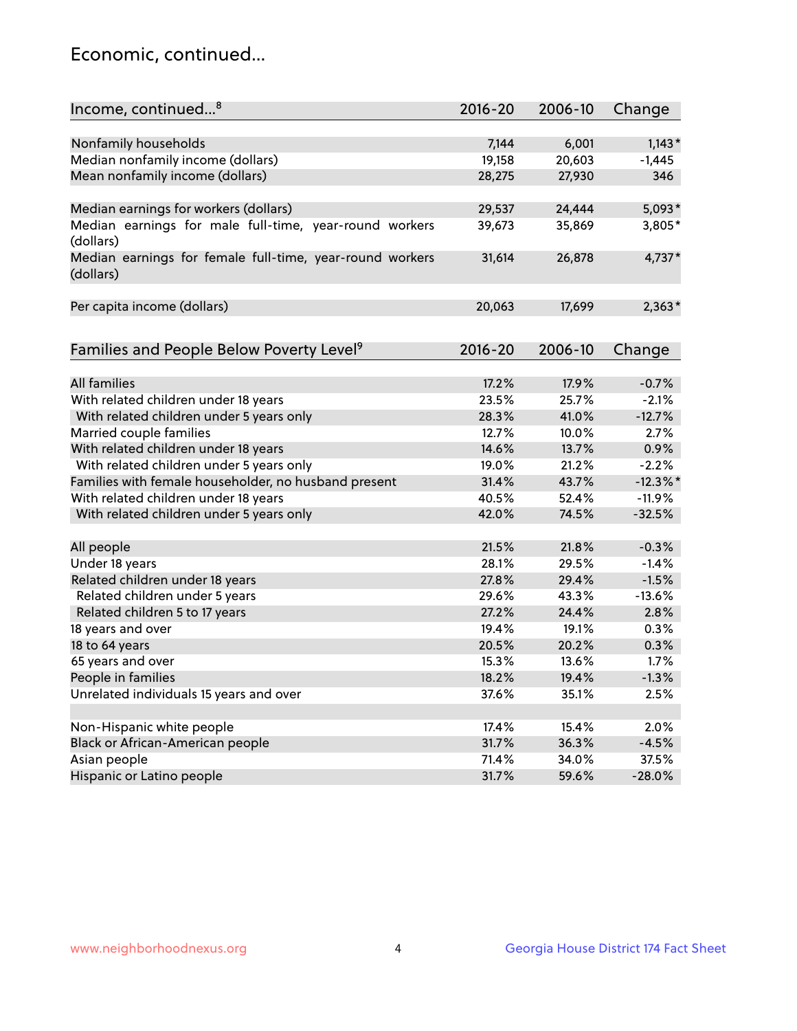## Economic, continued...

| Income, continued...[8] | 2016-20 | 2006-10 | Change |
|---|---|---|---|
| Nonfamily households | 7,144 | 6,001 | 1,143* |
| Median nonfamily income (dollars) | 19,158 | 20,603 | -1,445 |
| Mean nonfamily income (dollars) | 28,275 | 27,930 | 346 |
| Median earnings for workers (dollars) | 29,537 | 24,444 | 5,093* |
| Median earnings for male full-time, year-round workers (dollars) | 39,673 | 35,869 | 3,805* |
| Median earnings for female full-time, year-round workers (dollars) | 31,614 | 26,878 | 4,737* |
| Per capita income (dollars) | 20,063 | 17,699 | 2,363* |

| Families and People Below Poverty Level[9] | 2016-20 | 2006-10 | Change |
|---|---|---|---|
| All families | 17.2% | 17.9% | -0.7% |
| With related children under 18 years | 23.5% | 25.7% | -2.1% |
| With related children under 5 years only | 28.3% | 41.0% | -12.7% |
| Married couple families | 12.7% | 10.0% | 2.7% |
| With related children under 18 years | 14.6% | 13.7% | 0.9% |
| With related children under 5 years only | 19.0% | 21.2% | -2.2% |
| Families with female householder, no husband present | 31.4% | 43.7% | -12.3%* |
| With related children under 18 years | 40.5% | 52.4% | -11.9% |
| With related children under 5 years only | 42.0% | 74.5% | -32.5% |
| All people | 21.5% | 21.8% | -0.3% |
| Under 18 years | 28.1% | 29.5% | -1.4% |
| Related children under 18 years | 27.8% | 29.4% | -1.5% |
| Related children under 5 years | 29.6% | 43.3% | -13.6% |
| Related children 5 to 17 years | 27.2% | 24.4% | 2.8% |
| 18 years and over | 19.4% | 19.1% | 0.3% |
| 18 to 64 years | 20.5% | 20.2% | 0.3% |
| 65 years and over | 15.3% | 13.6% | 1.7% |
| People in families | 18.2% | 19.4% | -1.3% |
| Unrelated individuals 15 years and over | 37.6% | 35.1% | 2.5% |
| Non-Hispanic white people | 17.4% | 15.4% | 2.0% |
| Black or African-American people | 31.7% | 36.3% | -4.5% |
| Asian people | 71.4% | 34.0% | 37.5% |
| Hispanic or Latino people | 31.7% | 59.6% | -28.0% |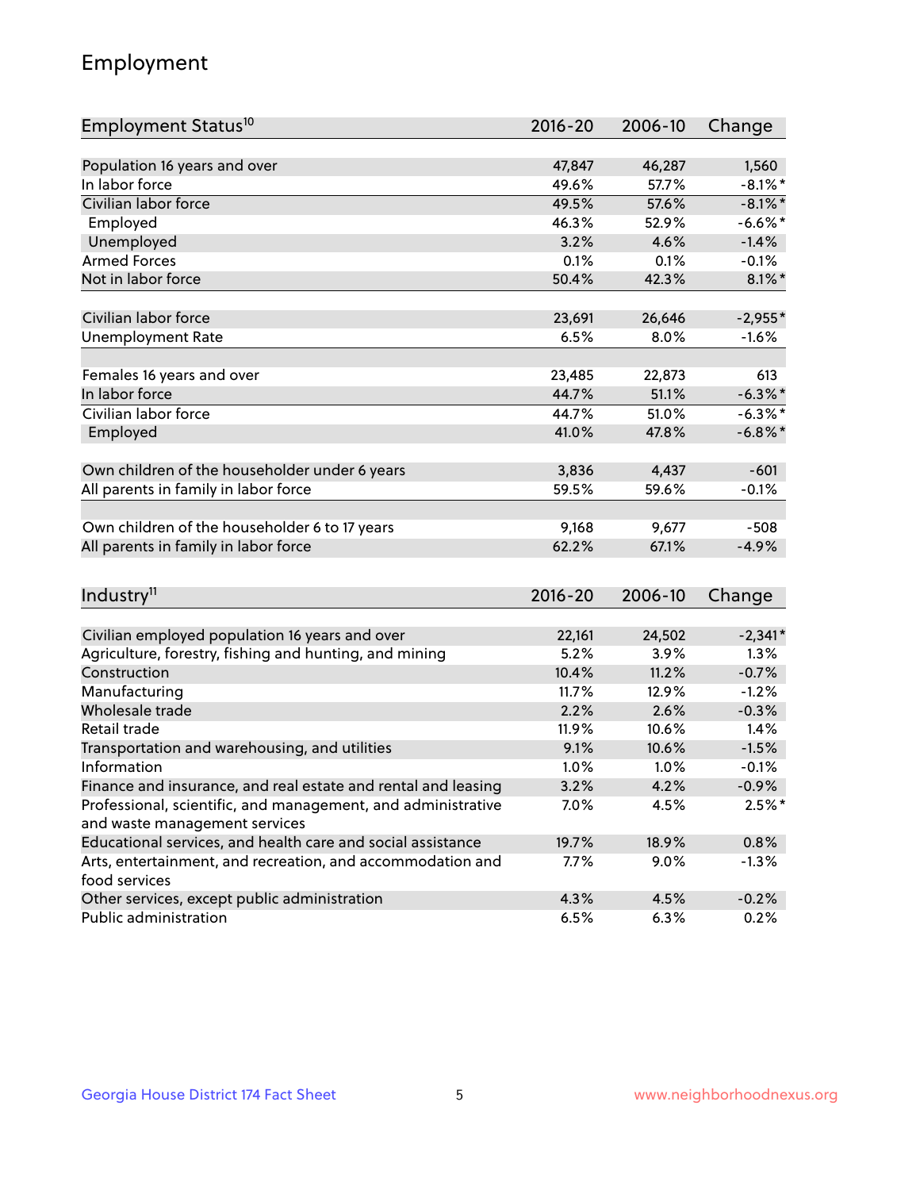## Employment

| Employment Status[10] | 2016-20 | 2006-10 | Change |
|---|---|---|---|
| Population 16 years and over | 47,847 | 46,287 | 1,560 |
| In labor force | 49.6% | 57.7% | -8.1%* |
| Civilian labor force | 49.5% | 57.6% | -8.1%* |
| Employed | 46.3% | 52.9% | -6.6%* |
| Unemployed | 3.2% | 4.6% | -1.4% |
| Armed Forces | 0.1% | 0.1% | -0.1% |
| Not in labor force | 50.4% | 42.3% | 8.1%* |
| | | | |
| Civilian labor force | 23,691 | 26,646 | -2,955* |
| Unemployment Rate | 6.5% | 8.0% | -1.6% |
| | | | |
| Females 16 years and over | 23,485 | 22,873 | 613 |
| In labor force | 44.7% | 51.1% | -6.3%* |
| Civilian labor force | 44.7% | 51.0% | -6.3%* |
| Employed | 41.0% | 47.8% | -6.8%* |
| | | | |
| Own children of the householder under 6 years | 3,836 | 4,437 | -601 |
| All parents in family in labor force | 59.5% | 59.6% | -0.1% |
| | | | |
| Own children of the householder 6 to 17 years | 9,168 | 9,677 | -508 |
| All parents in family in labor force | 62.2% | 67.1% | -4.9% |

| Industry[11] | 2016-20 | 2006-10 | Change |
|---|---|---|---|
| Civilian employed population 16 years and over | 22,161 | 24,502 | -2,341* |
| Agriculture, forestry, fishing and hunting, and mining | 5.2% | 3.9% | 1.3% |
| Construction | 10.4% | 11.2% | -0.7% |
| Manufacturing | 11.7% | 12.9% | -1.2% |
| Wholesale trade | 2.2% | 2.6% | -0.3% |
| Retail trade | 11.9% | 10.6% | 1.4% |
| Transportation and warehousing, and utilities | 9.1% | 10.6% | -1.5% |
| Information | 1.0% | 1.0% | -0.1% |
| Finance and insurance, and real estate and rental and leasing | 3.2% | 4.2% | -0.9% |
| Professional, scientific, and management, and administrative and waste management services | 7.0% | 4.5% | 2.5%* |
| Educational services, and health care and social assistance | 19.7% | 18.9% | 0.8% |
| Arts, entertainment, and recreation, and accommodation and food services | 7.7% | 9.0% | -1.3% |
| Other services, except public administration | 4.3% | 4.5% | -0.2% |
| Public administration | 6.5% | 6.3% | 0.2% |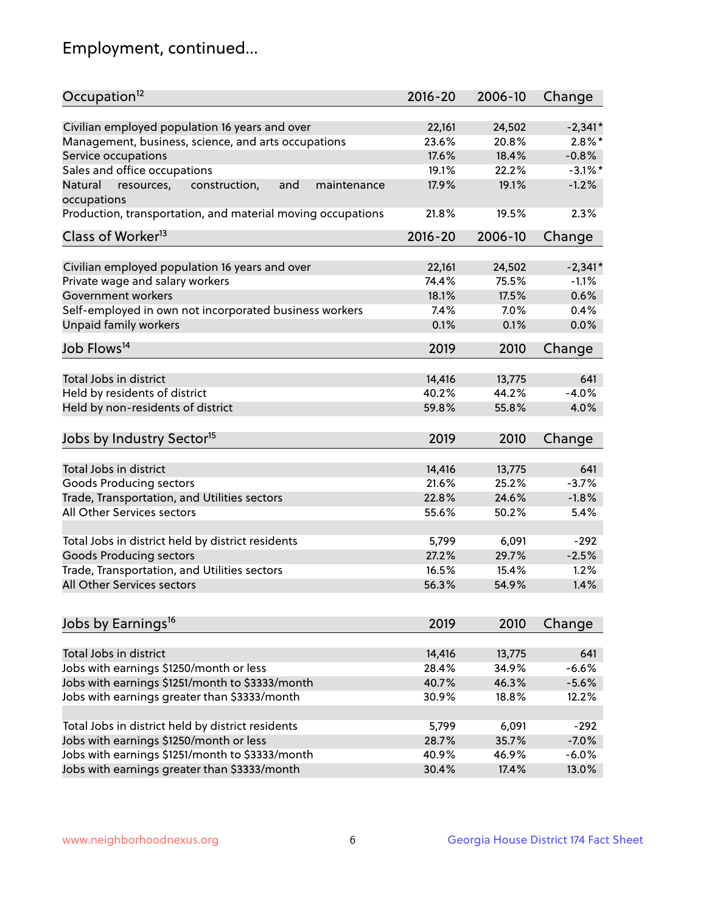# Employment, continued...

| Occupation[12] | 2016-20 | 2006-10 | Change |
|---|---|---|---|
| Civilian employed population 16 years and over | 22,161 | 24,502 | -2,341* |
| Management, business, science, and arts occupations | 23.6% | 20.8% | 2.8%* |
| Service occupations | 17.6% | 18.4% | -0.8% |
| Sales and office occupations | 19.1% | 22.2% | -3.1%* |
| Natural resources, construction, and maintenance occupations | 17.9% | 19.1% | -1.2% |
| Production, transportation, and material moving occupations | 21.8% | 19.5% | 2.3% |

| Class of Worker[13] | 2016-20 | 2006-10 | Change |
|---|---|---|---|
| Civilian employed population 16 years and over | 22,161 | 24,502 | -2,341* |
| Private wage and salary workers | 74.4% | 75.5% | -1.1% |
| Government workers | 18.1% | 17.5% | 0.6% |
| Self-employed in own not incorporated business workers | 7.4% | 7.0% | 0.4% |
| Unpaid family workers | 0.1% | 0.1% | 0.0% |

| Job Flows[14] | 2019 | 2010 | Change |
|---|---|---|---|
| Total Jobs in district | 14,416 | 13,775 | 641 |
| Held by residents of district | 40.2% | 44.2% | -4.0% |
| Held by non-residents of district | 59.8% | 55.8% | 4.0% |

| Jobs by Industry Sector[15] | 2019 | 2010 | Change |
|---|---|---|---|
| Total Jobs in district | 14,416 | 13,775 | 641 |
| Goods Producing sectors | 21.6% | 25.2% | -3.7% |
| Trade, Transportation, and Utilities sectors | 22.8% | 24.6% | -1.8% |
| All Other Services sectors | 55.6% | 50.2% | 5.4% |
| | | | |
| Total Jobs in district held by district residents | 5,799 | 6,091 | -292 |
| Goods Producing sectors | 27.2% | 29.7% | -2.5% |
| Trade, Transportation, and Utilities sectors | 16.5% | 15.4% | 1.2% |
| All Other Services sectors | 56.3% | 54.9% | 1.4% |

| Jobs by Earnings[16] | 2019 | 2010 | Change |
|---|---|---|---|
| Total Jobs in district | 14,416 | 13,775 | 641 |
| Jobs with earnings $1250/month or less | 28.4% | 34.9% | -6.6% |
| Jobs with earnings $1251/month to $3333/month | 40.7% | 46.3% | -5.6% |
| Jobs with earnings greater than $3333/month | 30.9% | 18.8% | 12.2% |
| | | | |
| Total Jobs in district held by district residents | 5,799 | 6,091 | -292 |
| Jobs with earnings $1250/month or less | 28.7% | 35.7% | -7.0% |
| Jobs with earnings $1251/month to $3333/month | 40.9% | 46.9% | -6.0% |
| Jobs with earnings greater than $3333/month | 30.4% | 17.4% | 13.0% |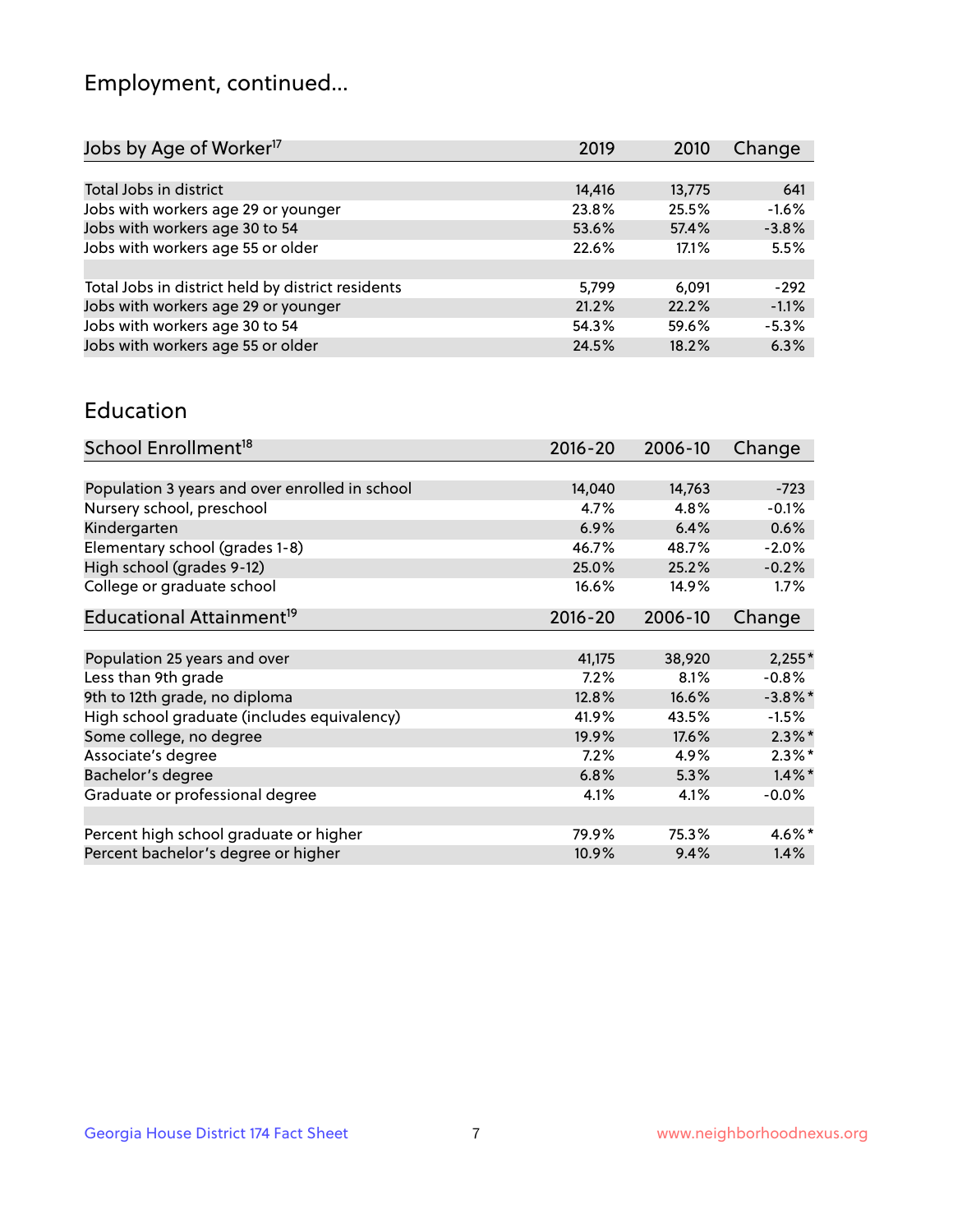## Employment, continued...

| Jobs by Age of Worker[17] | 2019 | 2010 | Change |
|---|---|---|---|
| Total Jobs in district | 14,416 | 13,775 | 641 |
| Jobs with workers age 29 or younger | 23.8% | 25.5% | -1.6% |
| Jobs with workers age 30 to 54 | 53.6% | 57.4% | -3.8% |
| Jobs with workers age 55 or older | 22.6% | 17.1% | 5.5% |
| | | | |
| Total Jobs in district held by district residents | 5,799 | 6,091 | -292 |
| Jobs with workers age 29 or younger | 21.2% | 22.2% | -1.1% |
| Jobs with workers age 30 to 54 | 54.3% | 59.6% | -5.3% |
| Jobs with workers age 55 or older | 24.5% | 18.2% | 6.3% |

## Education

| School Enrollment[18] | 2016-20 | 2006-10 | Change |
|---|---|---|---|
| Population 3 years and over enrolled in school | 14,040 | 14,763 | -723 |
| Nursery school, preschool | 4.7% | 4.8% | -0.1% |
| Kindergarten | 6.9% | 6.4% | 0.6% |
| Elementary school (grades 1-8) | 46.7% | 48.7% | -2.0% |
| High school (grades 9-12) | 25.0% | 25.2% | -0.2% |
| College or graduate school | 16.6% | 14.9% | 1.7% |

| Educational Attainment[19] | 2016-20 | 2006-10 | Change |
|---|---|---|---|
| Population 25 years and over | 41,175 | 38,920 | 2,255* |
| Less than 9th grade | 7.2% | 8.1% | -0.8% |
| 9th to 12th grade, no diploma | 12.8% | 16.6% | -3.8%* |
| High school graduate (includes equivalency) | 41.9% | 43.5% | -1.5% |
| Some college, no degree | 19.9% | 17.6% | 2.3%* |
| Associate's degree | 7.2% | 4.9% | 2.3%* |
| Bachelor's degree | 6.8% | 5.3% | 1.4%* |
| Graduate or professional degree | 4.1% | 4.1% | -0.0% |
| | | | |
| Percent high school graduate or higher | 79.9% | 75.3% | 4.6%* |
| Percent bachelor's degree or higher | 10.9% | 9.4% | 1.4% |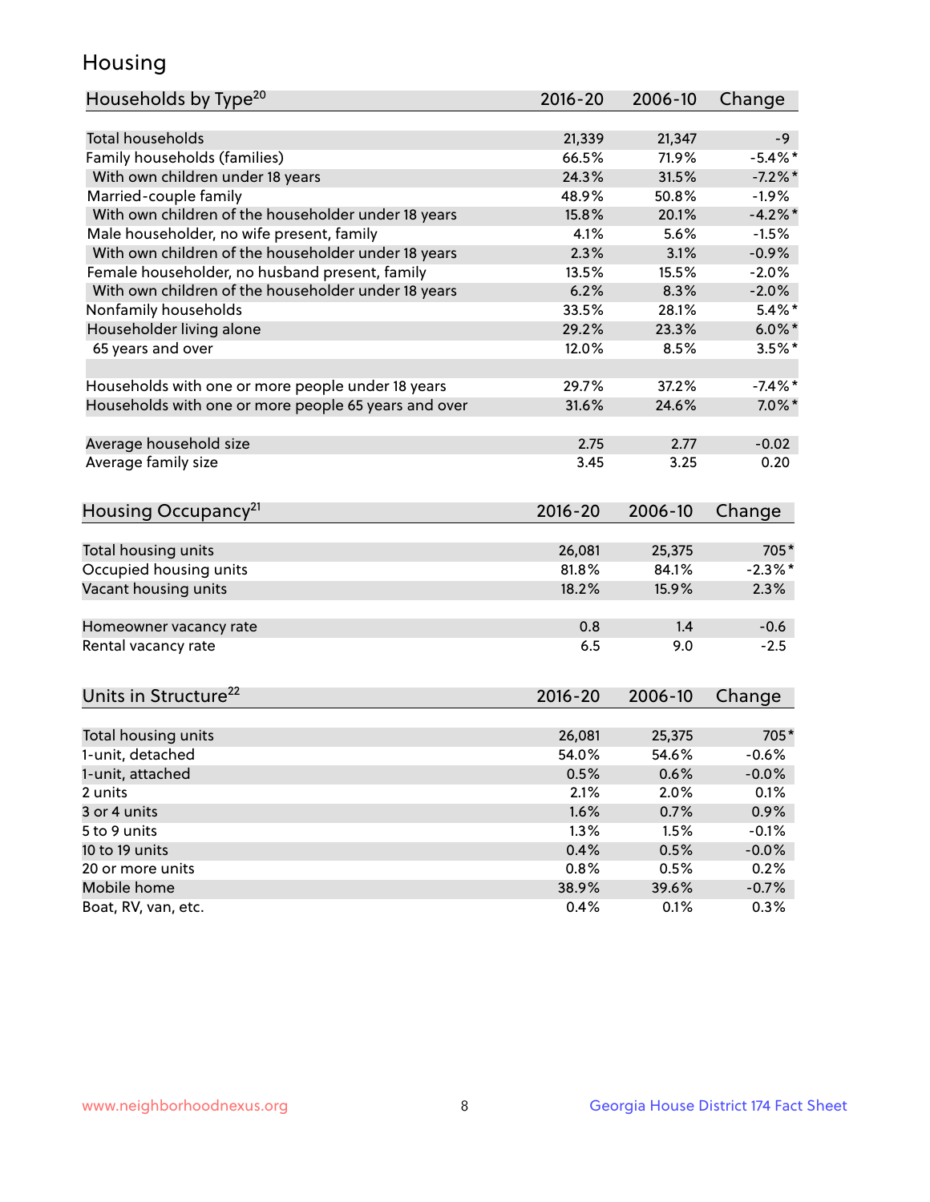## Housing

| Households by Type[20] | 2016-20 | 2006-10 | Change |
|---|---|---|---|
| Total households | 21,339 | 21,347 | -9 |
| Family households (families) | 66.5% | 71.9% | -5.4%* |
| With own children under 18 years | 24.3% | 31.5% | -7.2%* |
| Married-couple family | 48.9% | 50.8% | -1.9% |
| With own children of the householder under 18 years | 15.8% | 20.1% | -4.2%* |
| Male householder, no wife present, family | 4.1% | 5.6% | -1.5% |
| With own children of the householder under 18 years | 2.3% | 3.1% | -0.9% |
| Female householder, no husband present, family | 13.5% | 15.5% | -2.0% |
| With own children of the householder under 18 years | 6.2% | 8.3% | -2.0% |
| Nonfamily households | 33.5% | 28.1% | 5.4%* |
| Householder living alone | 29.2% | 23.3% | 6.0%* |
| 65 years and over | 12.0% | 8.5% | 3.5%* |
| | | | |
| Households with one or more people under 18 years | 29.7% | 37.2% | -7.4%* |
| Households with one or more people 65 years and over | 31.6% | 24.6% | 7.0%* |
| | | | |
| Average household size | 2.75 | 2.77 | -0.02 |
| Average family size | 3.45 | 3.25 | 0.20 |

| Housing Occupancy[21] | 2016-20 | 2006-10 | Change |
|---|---|---|---|
| Total housing units | 26,081 | 25,375 | 705* |
| Occupied housing units | 81.8% | 84.1% | -2.3%* |
| Vacant housing units | 18.2% | 15.9% | 2.3% |
| | | | |
| Homeowner vacancy rate | 0.8 | 1.4 | -0.6 |
| Rental vacancy rate | 6.5 | 9.0 | -2.5 |

| Units in Structure[22] | 2016-20 | 2006-10 | Change |
|---|---|---|---|
| Total housing units | 26,081 | 25,375 | 705* |
| 1-unit, detached | 54.0% | 54.6% | -0.6% |
| 1-unit, attached | 0.5% | 0.6% | -0.0% |
| 2 units | 2.1% | 2.0% | 0.1% |
| 3 or 4 units | 1.6% | 0.7% | 0.9% |
| 5 to 9 units | 1.3% | 1.5% | -0.1% |
| 10 to 19 units | 0.4% | 0.5% | -0.0% |
| 20 or more units | 0.8% | 0.5% | 0.2% |
| Mobile home | 38.9% | 39.6% | -0.7% |
| Boat, RV, van, etc. | 0.4% | 0.1% | 0.3% |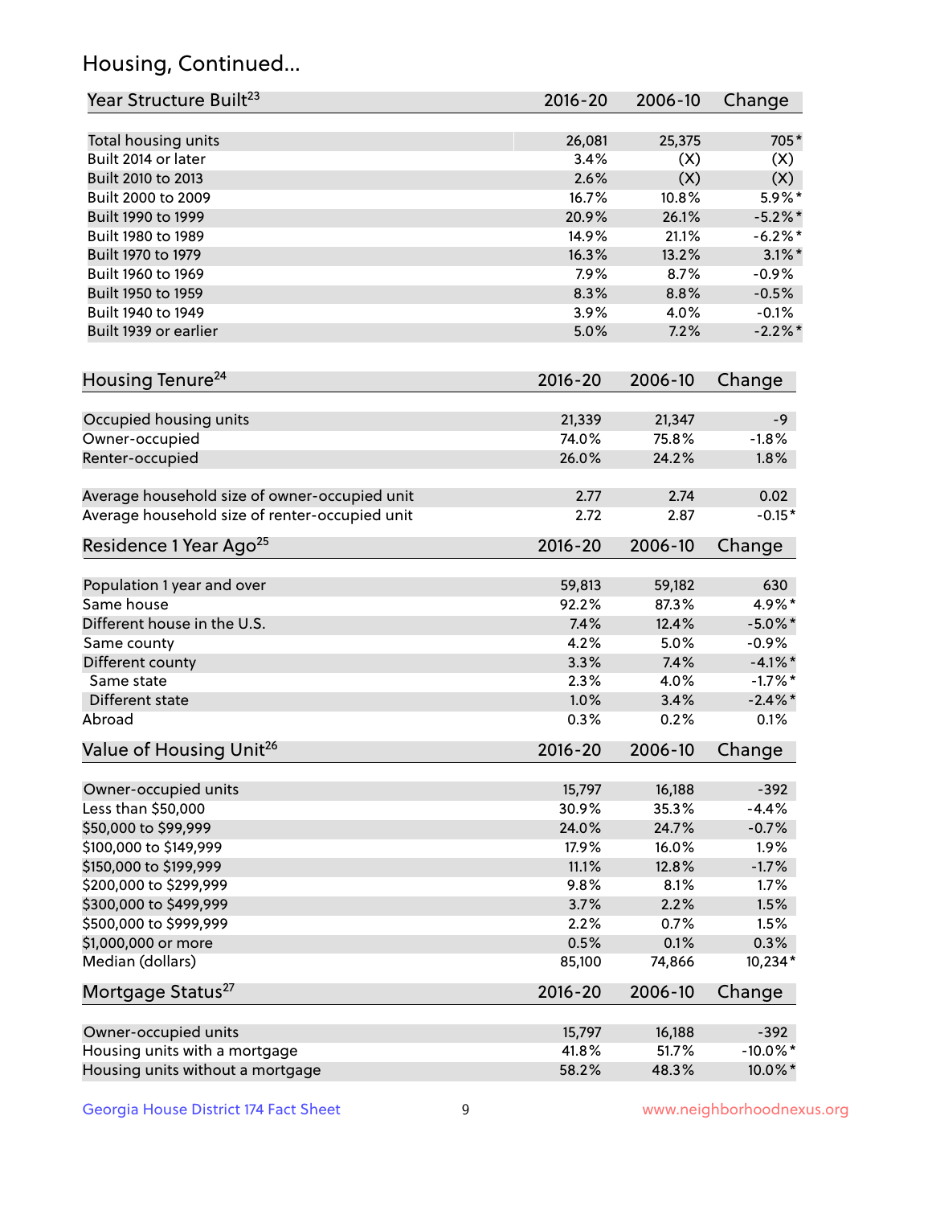## Housing, Continued...

| Year Structure Built[23] | 2016-20 | 2006-10 | Change |
|---|---|---|---|
| Total housing units | 26,081 | 25,375 | 705* |
| Built 2014 or later | 3.4% | (X) | (X) |
| Built 2010 to 2013 | 2.6% | (X) | (X) |
| Built 2000 to 2009 | 16.7% | 10.8% | 5.9%* |
| Built 1990 to 1999 | 20.9% | 26.1% | -5.2%* |
| Built 1980 to 1989 | 14.9% | 21.1% | -6.2%* |
| Built 1970 to 1979 | 16.3% | 13.2% | 3.1%* |
| Built 1960 to 1969 | 7.9% | 8.7% | -0.9% |
| Built 1950 to 1959 | 8.3% | 8.8% | -0.5% |
| Built 1940 to 1949 | 3.9% | 4.0% | -0.1% |
| Built 1939 or earlier | 5.0% | 7.2% | -2.2%* |

| Housing Tenure[24] | 2016-20 | 2006-10 | Change |
|---|---|---|---|
| Occupied housing units | 21,339 | 21,347 | -9 |
| Owner-occupied | 74.0% | 75.8% | -1.8% |
| Renter-occupied | 26.0% | 24.2% | 1.8% |
| Average household size of owner-occupied unit | 2.77 | 2.74 | 0.02 |
| Average household size of renter-occupied unit | 2.72 | 2.87 | -0.15* |

| Residence 1 Year Ago[25] | 2016-20 | 2006-10 | Change |
|---|---|---|---|
| Population 1 year and over | 59,813 | 59,182 | 630 |
| Same house | 92.2% | 87.3% | 4.9%* |
| Different house in the U.S. | 7.4% | 12.4% | -5.0%* |
| Same county | 4.2% | 5.0% | -0.9% |
| Different county | 3.3% | 7.4% | -4.1%* |
| Same state | 2.3% | 4.0% | -1.7%* |
| Different state | 1.0% | 3.4% | -2.4%* |
| Abroad | 0.3% | 0.2% | 0.1% |

| Value of Housing Unit[26] | 2016-20 | 2006-10 | Change |
|---|---|---|---|
| Owner-occupied units | 15,797 | 16,188 | -392 |
| Less than $50,000 | 30.9% | 35.3% | -4.4% |
| $50,000 to $99,999 | 24.0% | 24.7% | -0.7% |
| $100,000 to $149,999 | 17.9% | 16.0% | 1.9% |
| $150,000 to $199,999 | 11.1% | 12.8% | -1.7% |
| $200,000 to $299,999 | 9.8% | 8.1% | 1.7% |
| $300,000 to $499,999 | 3.7% | 2.2% | 1.5% |
| $500,000 to $999,999 | 2.2% | 0.7% | 1.5% |
| $1,000,000 or more | 0.5% | 0.1% | 0.3% |
| Median (dollars) | 85,100 | 74,866 | 10,234* |

| Mortgage Status[27] | 2016-20 | 2006-10 | Change |
|---|---|---|---|
| Owner-occupied units | 15,797 | 16,188 | -392 |
| Housing units with a mortgage | 41.8% | 51.7% | -10.0%* |
| Housing units without a mortgage | 58.2% | 48.3% | 10.0%* |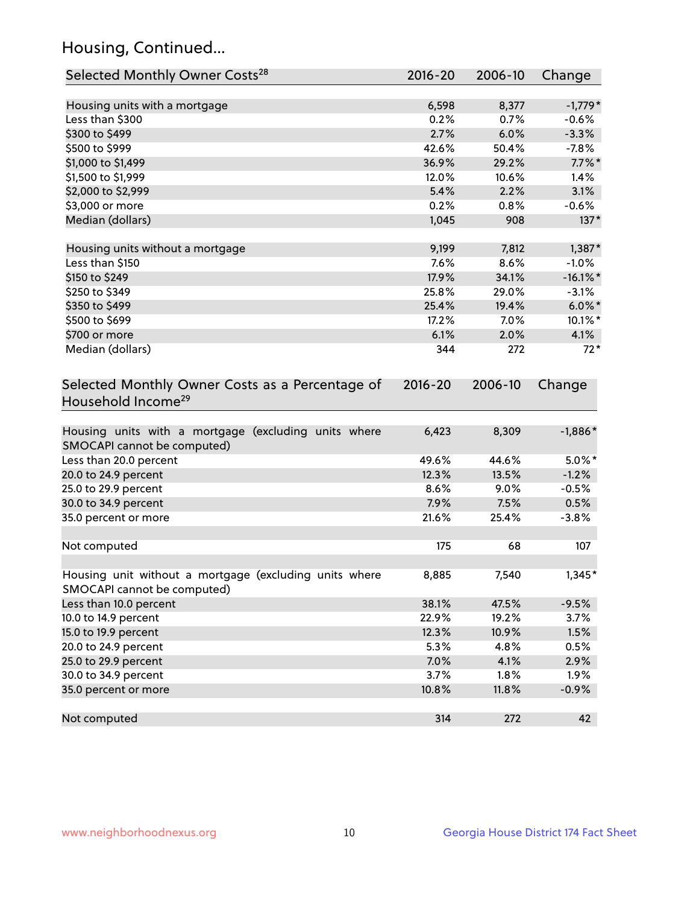## Housing, Continued...

| Selected Monthly Owner Costs[28] | 2016-20 | 2006-10 | Change |
|---|---|---|---|
| Housing units with a mortgage | 6,598 | 8,377 | -1,779* |
| Less than $300 | 0.2% | 0.7% | -0.6% |
| $300 to $499 | 2.7% | 6.0% | -3.3% |
| $500 to $999 | 42.6% | 50.4% | -7.8% |
| $1,000 to $1,499 | 36.9% | 29.2% | 7.7%* |
| $1,500 to $1,999 | 12.0% | 10.6% | 1.4% |
| $2,000 to $2,999 | 5.4% | 2.2% | 3.1% |
| $3,000 or more | 0.2% | 0.8% | -0.6% |
| Median (dollars) | 1,045 | 908 | 137* |
| Housing units without a mortgage | 9,199 | 7,812 | 1,387* |
| Less than $150 | 7.6% | 8.6% | -1.0% |
| $150 to $249 | 17.9% | 34.1% | -16.1%* |
| $250 to $349 | 25.8% | 29.0% | -3.1% |
| $350 to $499 | 25.4% | 19.4% | 6.0%* |
| $500 to $699 | 17.2% | 7.0% | 10.1%* |
| $700 or more | 6.1% | 2.0% | 4.1% |
| Median (dollars) | 344 | 272 | 72* |

| Selected Monthly Owner Costs as a Percentage of Household Income[29] | 2016-20 | 2006-10 | Change |
|---|---|---|---|
| Housing units with a mortgage (excluding units where SMOCAPI cannot be computed) | 6,423 | 8,309 | -1,886* |
| Less than 20.0 percent | 49.6% | 44.6% | 5.0%* |
| 20.0 to 24.9 percent | 12.3% | 13.5% | -1.2% |
| 25.0 to 29.9 percent | 8.6% | 9.0% | -0.5% |
| 30.0 to 34.9 percent | 7.9% | 7.5% | 0.5% |
| 35.0 percent or more | 21.6% | 25.4% | -3.8% |
| Not computed | 175 | 68 | 107 |
| Housing unit without a mortgage (excluding units where SMOCAPI cannot be computed) | 8,885 | 7,540 | 1,345* |
| Less than 10.0 percent | 38.1% | 47.5% | -9.5% |
| 10.0 to 14.9 percent | 22.9% | 19.2% | 3.7% |
| 15.0 to 19.9 percent | 12.3% | 10.9% | 1.5% |
| 20.0 to 24.9 percent | 5.3% | 4.8% | 0.5% |
| 25.0 to 29.9 percent | 7.0% | 4.1% | 2.9% |
| 30.0 to 34.9 percent | 3.7% | 1.8% | 1.9% |
| 35.0 percent or more | 10.8% | 11.8% | -0.9% |
| Not computed | 314 | 272 | 42 |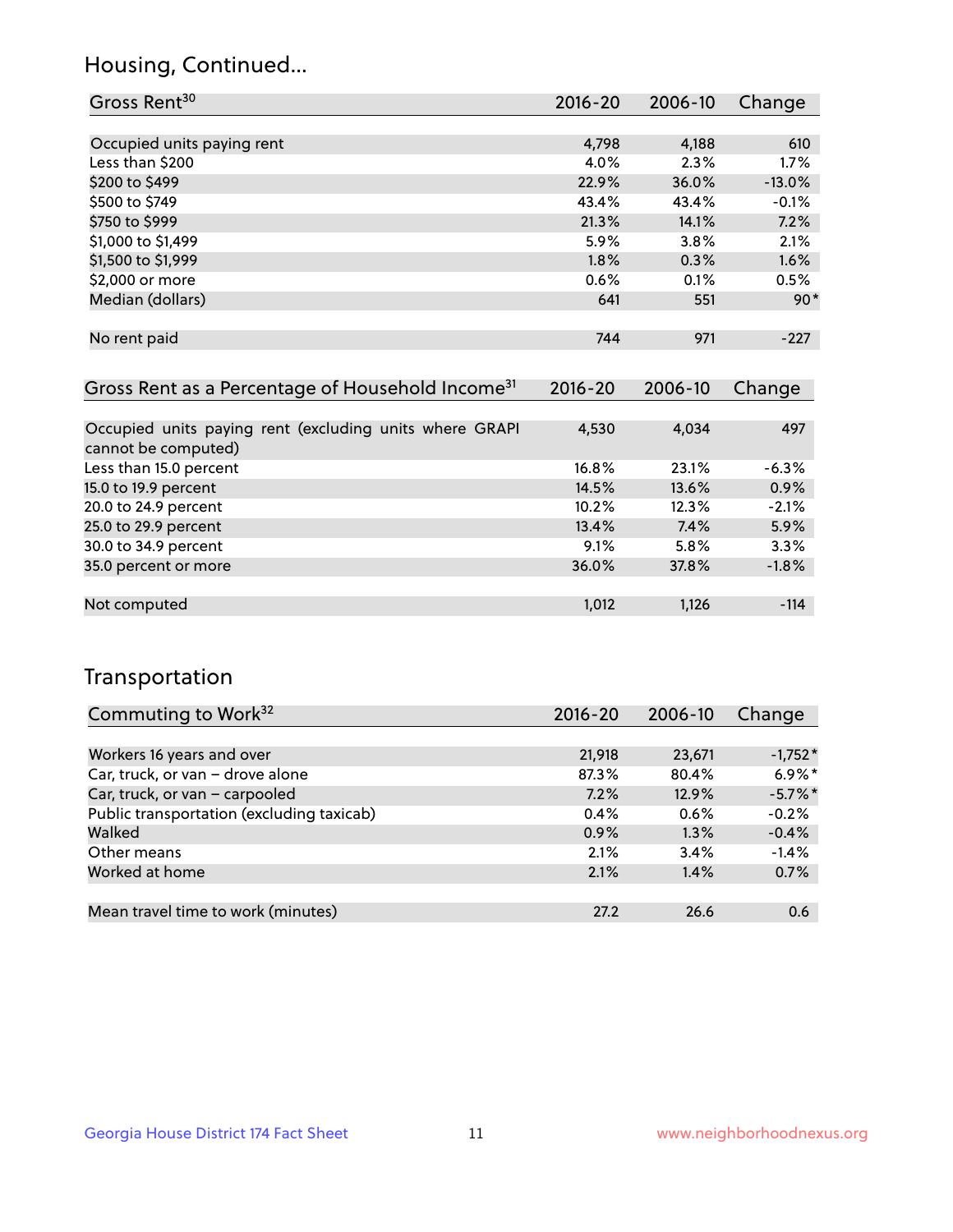## Housing, Continued...

| Gross Rent[30] | 2016-20 | 2006-10 | Change |
|---|---|---|---|
| Occupied units paying rent | 4,798 | 4,188 | 610 |
| Less than $200 | 4.0% | 2.3% | 1.7% |
| $200 to $499 | 22.9% | 36.0% | -13.0% |
| $500 to $749 | 43.4% | 43.4% | -0.1% |
| $750 to $999 | 21.3% | 14.1% | 7.2% |
| $1,000 to $1,499 | 5.9% | 3.8% | 2.1% |
| $1,500 to $1,999 | 1.8% | 0.3% | 1.6% |
| $2,000 or more | 0.6% | 0.1% | 0.5% |
| Median (dollars) | 641 | 551 | 90* |
| No rent paid | 744 | 971 | -227 |

| Gross Rent as a Percentage of Household Income[31] | 2016-20 | 2006-10 | Change |
|---|---|---|---|
| Occupied units paying rent (excluding units where GRAPI cannot be computed) | 4,530 | 4,034 | 497 |
| Less than 15.0 percent | 16.8% | 23.1% | -6.3% |
| 15.0 to 19.9 percent | 14.5% | 13.6% | 0.9% |
| 20.0 to 24.9 percent | 10.2% | 12.3% | -2.1% |
| 25.0 to 29.9 percent | 13.4% | 7.4% | 5.9% |
| 30.0 to 34.9 percent | 9.1% | 5.8% | 3.3% |
| 35.0 percent or more | 36.0% | 37.8% | -1.8% |
| Not computed | 1,012 | 1,126 | -114 |

## Transportation

| Commuting to Work[32] | 2016-20 | 2006-10 | Change |
|---|---|---|---|
| Workers 16 years and over | 21,918 | 23,671 | -1,752* |
| Car, truck, or van – drove alone | 87.3% | 80.4% | 6.9%* |
| Car, truck, or van – carpooled | 7.2% | 12.9% | -5.7%* |
| Public transportation (excluding taxicab) | 0.4% | 0.6% | -0.2% |
| Walked | 0.9% | 1.3% | -0.4% |
| Other means | 2.1% | 3.4% | -1.4% |
| Worked at home | 2.1% | 1.4% | 0.7% |
| Mean travel time to work (minutes) | 27.2 | 26.6 | 0.6 |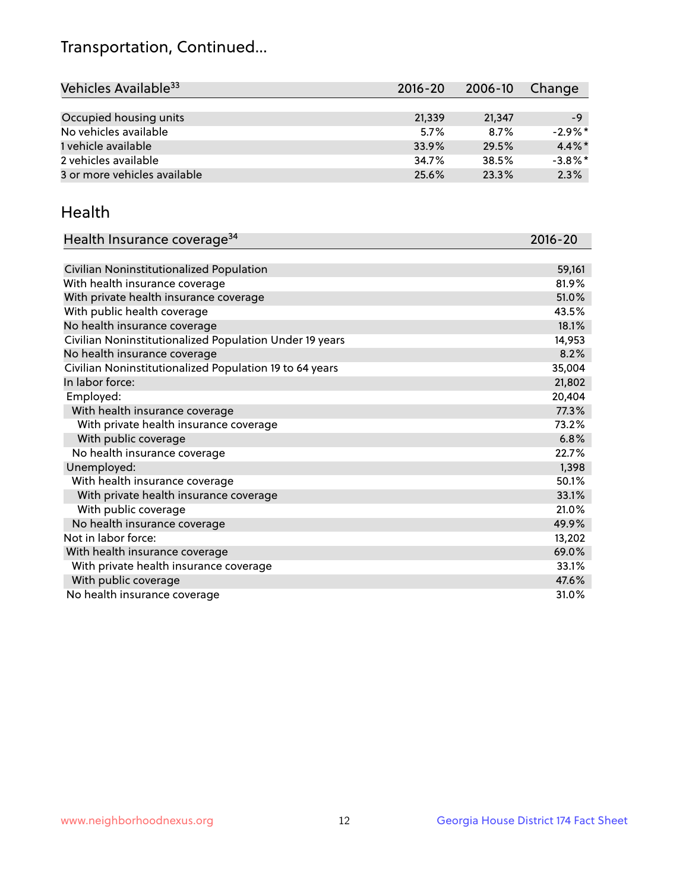## Transportation, Continued...

| Vehicles Available[33] | 2016-20 | 2006-10 | Change |
|---|---|---|---|
| Occupied housing units | 21,339 | 21,347 | -9 |
| No vehicles available | 5.7% | 8.7% | -2.9%* |
| 1 vehicle available | 33.9% | 29.5% | 4.4%* |
| 2 vehicles available | 34.7% | 38.5% | -3.8%* |
| 3 or more vehicles available | 25.6% | 23.3% | 2.3% |

## Health

| Health Insurance coverage[34] | 2016-20 |
|---|---|
| Civilian Noninstitutionalized Population | 59,161 |
| With health insurance coverage | 81.9% |
| With private health insurance coverage | 51.0% |
| With public health coverage | 43.5% |
| No health insurance coverage | 18.1% |
| Civilian Noninstitutionalized Population Under 19 years | 14,953 |
| No health insurance coverage | 8.2% |
| Civilian Noninstitutionalized Population 19 to 64 years | 35,004 |
| In labor force: | 21,802 |
| Employed: | 20,404 |
| With health insurance coverage | 77.3% |
| With private health insurance coverage | 73.2% |
| With public coverage | 6.8% |
| No health insurance coverage | 22.7% |
| Unemployed: | 1,398 |
| With health insurance coverage | 50.1% |
| With private health insurance coverage | 33.1% |
| With public coverage | 21.0% |
| No health insurance coverage | 49.9% |
| Not in labor force: | 13,202 |
| With health insurance coverage | 69.0% |
| With private health insurance coverage | 33.1% |
| With public coverage | 47.6% |
| No health insurance coverage | 31.0% |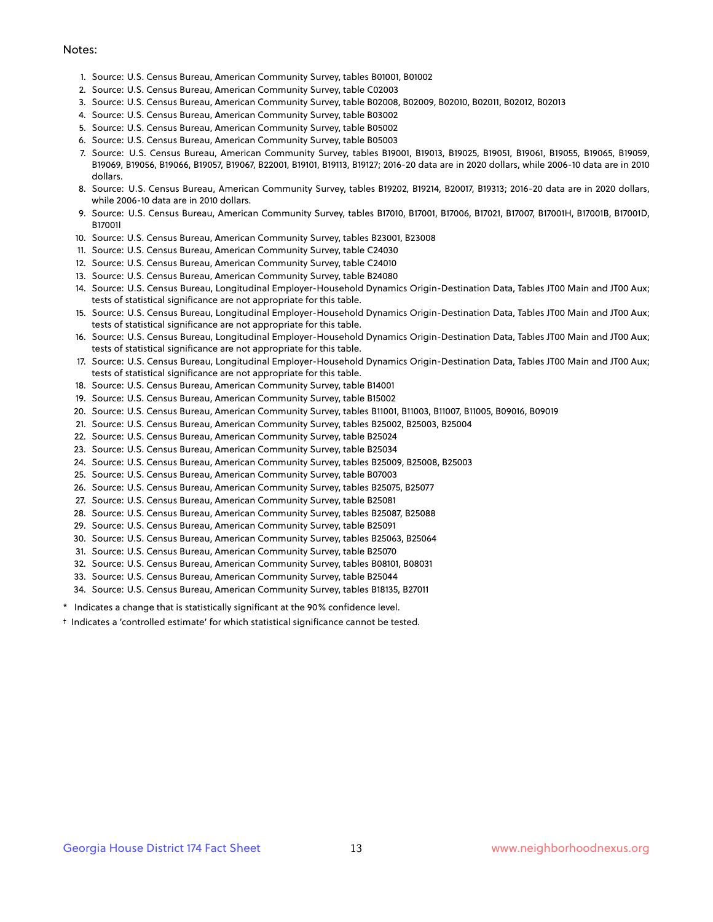Notes:

1. Source: U.S. Census Bureau, American Community Survey, tables B01001, B01002
2. Source: U.S. Census Bureau, American Community Survey, table C02003
3. Source: U.S. Census Bureau, American Community Survey, table B02008, B02009, B02010, B02011, B02012, B02013
4. Source: U.S. Census Bureau, American Community Survey, table B03002
5. Source: U.S. Census Bureau, American Community Survey, table B05002
6. Source: U.S. Census Bureau, American Community Survey, table B05003
7. Source: U.S. Census Bureau, American Community Survey, tables B19001, B19013, B19025, B19051, B19061, B19055, B19065, B19059, B19069, B19056, B19066, B19057, B19067, B22001, B19101, B19113, B19127; 2016-20 data are in 2020 dollars, while 2006-10 data are in 2010 dollars.
8. Source: U.S. Census Bureau, American Community Survey, tables B19202, B19214, B20017, B19313; 2016-20 data are in 2020 dollars, while 2006-10 data are in 2010 dollars.
9. Source: U.S. Census Bureau, American Community Survey, tables B17010, B17001, B17006, B17021, B17007, B17001H, B17001B, B17001D, B17001I
10. Source: U.S. Census Bureau, American Community Survey, tables B23001, B23008
11. Source: U.S. Census Bureau, American Community Survey, table C24030
12. Source: U.S. Census Bureau, American Community Survey, table C24010
13. Source: U.S. Census Bureau, American Community Survey, table B24080
14. Source: U.S. Census Bureau, Longitudinal Employer-Household Dynamics Origin-Destination Data, Tables JT00 Main and JT00 Aux; tests of statistical significance are not appropriate for this table.
15. Source: U.S. Census Bureau, Longitudinal Employer-Household Dynamics Origin-Destination Data, Tables JT00 Main and JT00 Aux; tests of statistical significance are not appropriate for this table.
16. Source: U.S. Census Bureau, Longitudinal Employer-Household Dynamics Origin-Destination Data, Tables JT00 Main and JT00 Aux; tests of statistical significance are not appropriate for this table.
17. Source: U.S. Census Bureau, Longitudinal Employer-Household Dynamics Origin-Destination Data, Tables JT00 Main and JT00 Aux; tests of statistical significance are not appropriate for this table.
18. Source: U.S. Census Bureau, American Community Survey, table B14001
19. Source: U.S. Census Bureau, American Community Survey, table B15002
20. Source: U.S. Census Bureau, American Community Survey, tables B11001, B11003, B11007, B11005, B09016, B09019
21. Source: U.S. Census Bureau, American Community Survey, tables B25002, B25003, B25004
22. Source: U.S. Census Bureau, American Community Survey, table B25024
23. Source: U.S. Census Bureau, American Community Survey, table B25034
24. Source: U.S. Census Bureau, American Community Survey, tables B25009, B25008, B25003
25. Source: U.S. Census Bureau, American Community Survey, table B07003
26. Source: U.S. Census Bureau, American Community Survey, tables B25075, B25077
27. Source: U.S. Census Bureau, American Community Survey, table B25081
28. Source: U.S. Census Bureau, American Community Survey, tables B25087, B25088
29. Source: U.S. Census Bureau, American Community Survey, table B25091
30. Source: U.S. Census Bureau, American Community Survey, tables B25063, B25064
31. Source: U.S. Census Bureau, American Community Survey, table B25070
32. Source: U.S. Census Bureau, American Community Survey, tables B08101, B08031
33. Source: U.S. Census Bureau, American Community Survey, table B25044
34. Source: U.S. Census Bureau, American Community Survey, tables B18135, B27011

\* Indicates a change that is statistically significant at the 90% confidence level.

† Indicates a 'controlled estimate' for which statistical significance cannot be tested.